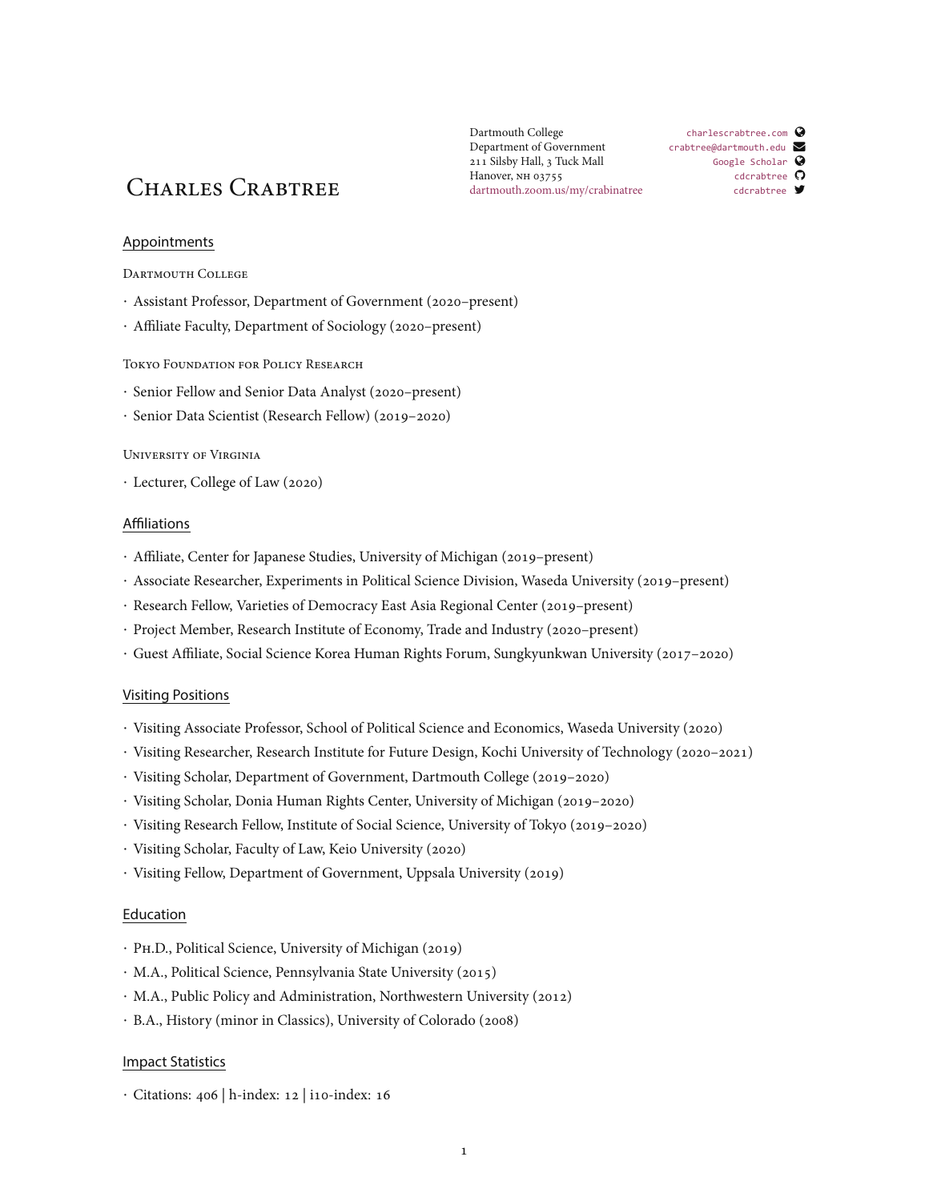# Charles Crabtree

Dartmouth College
Department of Government
211 Silsby Hall, 3 Tuck Mall
Hanover, NH 03755
dartmouth.zoom.us/my/crabinatree

charlescrabtree.com
crabtree@dartmouth.edu
Google Scholar
cdcrabtree
cdcrabtree

## Appointments

Dartmouth College

- Assistant Professor, Department of Government (2020–present)
- Affiliate Faculty, Department of Sociology (2020–present)

Tokyo Foundation for Policy Research

- Senior Fellow and Senior Data Analyst (2020–present)
- Senior Data Scientist (Research Fellow) (2019–2020)

University of Virginia

- Lecturer, College of Law (2020)

## Affiliations

- Affiliate, Center for Japanese Studies, University of Michigan (2019–present)
- Associate Researcher, Experiments in Political Science Division, Waseda University (2019–present)
- Research Fellow, Varieties of Democracy East Asia Regional Center (2019–present)
- Project Member, Research Institute of Economy, Trade and Industry (2020–present)
- Guest Affiliate, Social Science Korea Human Rights Forum, Sungkyunkwan University (2017–2020)

## Visiting Positions

- Visiting Associate Professor, School of Political Science and Economics, Waseda University (2020)
- Visiting Researcher, Research Institute for Future Design, Kochi University of Technology (2020–2021)
- Visiting Scholar, Department of Government, Dartmouth College (2019–2020)
- Visiting Scholar, Donia Human Rights Center, University of Michigan (2019–2020)
- Visiting Research Fellow, Institute of Social Science, University of Tokyo (2019–2020)
- Visiting Scholar, Faculty of Law, Keio University (2020)
- Visiting Fellow, Department of Government, Uppsala University (2019)

## Education

- Ph.D., Political Science, University of Michigan (2019)
- M.A., Political Science, Pennsylvania State University (2015)
- M.A., Public Policy and Administration, Northwestern University (2012)
- B.A., History (minor in Classics), University of Colorado (2008)

## Impact Statistics

- Citations: 406 | h-index: 12 | i10-index: 16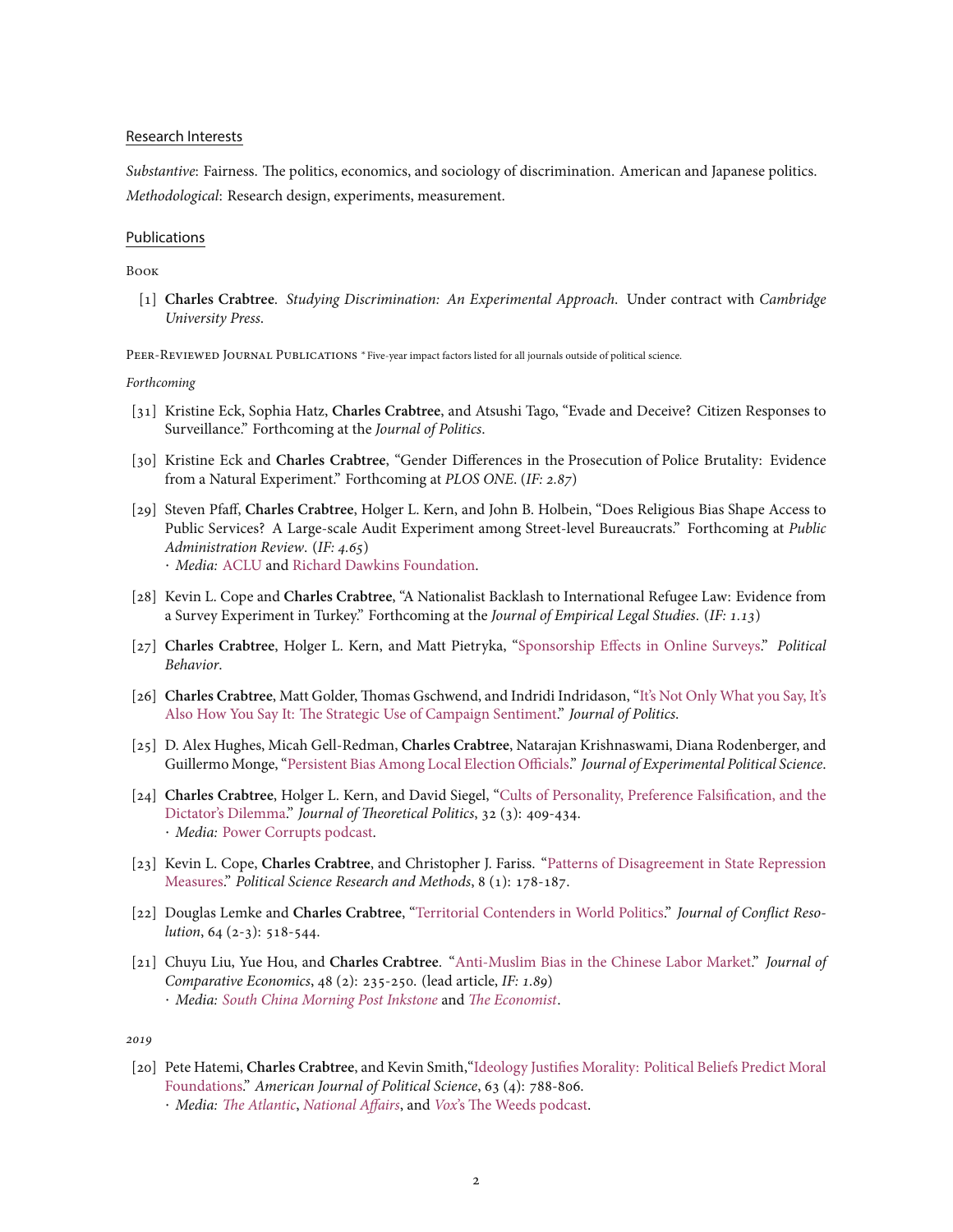## Research Interests

*Substantive*: Fairness. The politics, economics, and sociology of discrimination. American and Japanese politics.

*Methodological*: Research design, experiments, measurement.

## Publications

### Book

[1] **Charles Crabtree**. *Studying Discrimination: An Experimental Approach*. Under contract with *Cambridge University Press*.

### Peer-Reviewed Journal Publications * Five-year impact factors listed for all journals outside of political science.

*Forthcoming*

[31] Kristine Eck, Sophia Hatz, **Charles Crabtree**, and Atsushi Tago, "Evade and Deceive? Citizen Responses to Surveillance." Forthcoming at the *Journal of Politics*.

[30] Kristine Eck and **Charles Crabtree**, "Gender Differences in the Prosecution of Police Brutality: Evidence from a Natural Experiment." Forthcoming at *PLOS ONE*. (*IF: 2.87*)

[29] Steven Pfaff, **Charles Crabtree**, Holger L. Kern, and John B. Holbein, "Does Religious Bias Shape Access to Public Services? A Large-scale Audit Experiment among Street-level Bureaucrats." Forthcoming at *Public Administration Review*. (*IF: 4.65*)
· *Media:* ACLU and Richard Dawkins Foundation.

[28] Kevin L. Cope and **Charles Crabtree**, "A Nationalist Backlash to International Refugee Law: Evidence from a Survey Experiment in Turkey." Forthcoming at the *Journal of Empirical Legal Studies*. (*IF: 1.13*)

[27] **Charles Crabtree**, Holger L. Kern, and Matt Pietryka, "Sponsorship Effects in Online Surveys." *Political Behavior*.

[26] **Charles Crabtree**, Matt Golder, Thomas Gschwend, and Indridi Indridason, "It's Not Only What you Say, It's Also How You Say It: The Strategic Use of Campaign Sentiment." *Journal of Politics*.

[25] D. Alex Hughes, Micah Gell-Redman, **Charles Crabtree**, Natarajan Krishnaswami, Diana Rodenberger, and Guillermo Monge, "Persistent Bias Among Local Election Officials." *Journal of Experimental Political Science*.

[24] **Charles Crabtree**, Holger L. Kern, and David Siegel, "Cults of Personality, Preference Falsification, and the Dictator's Dilemma." *Journal of Theoretical Politics*, 32 (3): 409-434.
· *Media:* Power Corrupts podcast.

[23] Kevin L. Cope, **Charles Crabtree**, and Christopher J. Fariss. "Patterns of Disagreement in State Repression Measures." *Political Science Research and Methods*, 8 (1): 178-187.

[22] Douglas Lemke and **Charles Crabtree**, "Territorial Contenders in World Politics." *Journal of Conflict Resolution*, 64 (2-3): 518-544.

[21] Chuyu Liu, Yue Hou, and **Charles Crabtree**. "Anti-Muslim Bias in the Chinese Labor Market." *Journal of Comparative Economics*, 48 (2): 235-250. (lead article, *IF: 1.89*)
· *Media:* *South China Morning Post Inkstone* and *The Economist*.

*2019*

[20] Pete Hatemi, **Charles Crabtree**, and Kevin Smith,"Ideology Justifies Morality: Political Beliefs Predict Moral Foundations." *American Journal of Political Science*, 63 (4): 788-806.
· *Media:* *The Atlantic*, *National Affairs*, and *Vox*'s The Weeds podcast.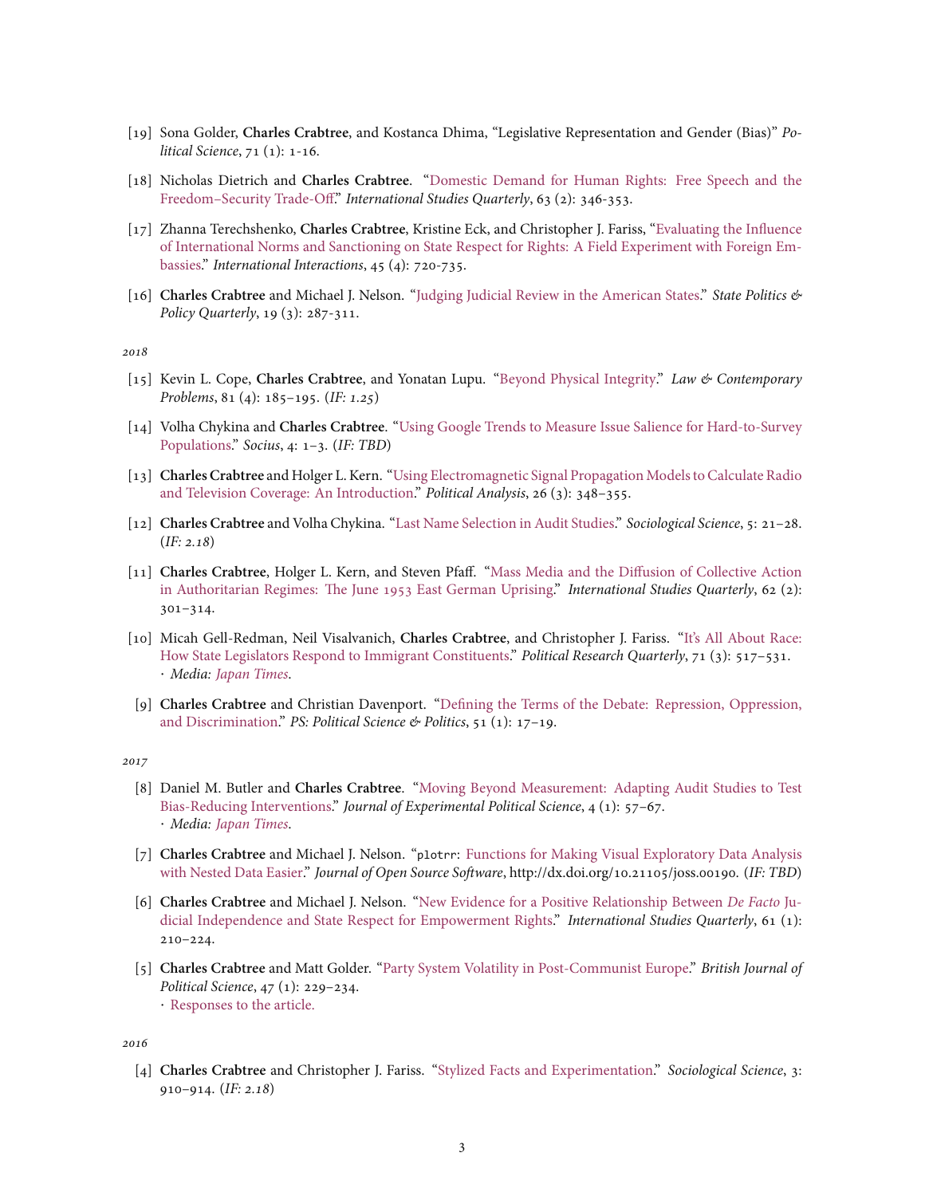[19] Sona Golder, **Charles Crabtree**, and Kostanca Dhima, "Legislative Representation and Gender (Bias)" *Political Science*, 71 (1): 1-16.

[18] Nicholas Dietrich and **Charles Crabtree**. "Domestic Demand for Human Rights: Free Speech and the Freedom–Security Trade-Off." *International Studies Quarterly*, 63 (2): 346-353.

[17] Zhanna Terechshenko, **Charles Crabtree**, Kristine Eck, and Christopher J. Fariss, "Evaluating the Influence of International Norms and Sanctioning on State Respect for Rights: A Field Experiment with Foreign Embassies." *International Interactions*, 45 (4): 720-735.

[16] **Charles Crabtree** and Michael J. Nelson. "Judging Judicial Review in the American States." *State Politics & Policy Quarterly*, 19 (3): 287-311.

*2018*

[15] Kevin L. Cope, **Charles Crabtree**, and Yonatan Lupu. "Beyond Physical Integrity." *Law & Contemporary Problems*, 81 (4): 185–195. (*IF: 1.25*)

[14] Volha Chykina and **Charles Crabtree**. "Using Google Trends to Measure Issue Salience for Hard-to-Survey Populations." *Socius*, 4: 1–3. (*IF: TBD*)

[13] **Charles Crabtree** and Holger L. Kern. "Using Electromagnetic Signal Propagation Models to Calculate Radio and Television Coverage: An Introduction." *Political Analysis*, 26 (3): 348–355.

[12] **Charles Crabtree** and Volha Chykina. "Last Name Selection in Audit Studies." *Sociological Science*, 5: 21–28. (*IF: 2.18*)

[11] **Charles Crabtree**, Holger L. Kern, and Steven Pfaff. "Mass Media and the Diffusion of Collective Action in Authoritarian Regimes: The June 1953 East German Uprising." *International Studies Quarterly*, 62 (2): 301–314.

[10] Micah Gell-Redman, Neil Visalvanich, **Charles Crabtree**, and Christopher J. Fariss. "It's All About Race: How State Legislators Respond to Immigrant Constituents." *Political Research Quarterly*, 71 (3): 517–531.
· *Media: Japan Times*.

[9] **Charles Crabtree** and Christian Davenport. "Defining the Terms of the Debate: Repression, Oppression, and Discrimination." *PS: Political Science & Politics*, 51 (1): 17–19.

*2017*

[8] Daniel M. Butler and **Charles Crabtree**. "Moving Beyond Measurement: Adapting Audit Studies to Test Bias-Reducing Interventions." *Journal of Experimental Political Science*, 4 (1): 57–67.
· *Media: Japan Times*.

[7] **Charles Crabtree** and Michael J. Nelson. "`plotrr`: Functions for Making Visual Exploratory Data Analysis with Nested Data Easier." *Journal of Open Source Software*, http://dx.doi.org/10.21105/joss.00190. (*IF: TBD*)

[6] **Charles Crabtree** and Michael J. Nelson. "New Evidence for a Positive Relationship Between *De Facto* Judicial Independence and State Respect for Empowerment Rights." *International Studies Quarterly*, 61 (1): 210–224.

[5] **Charles Crabtree** and Matt Golder. "Party System Volatility in Post-Communist Europe." *British Journal of Political Science*, 47 (1): 229–234.
· Responses to the article.

*2016*

[4] **Charles Crabtree** and Christopher J. Fariss. "Stylized Facts and Experimentation." *Sociological Science*, 3: 910–914. (*IF: 2.18*)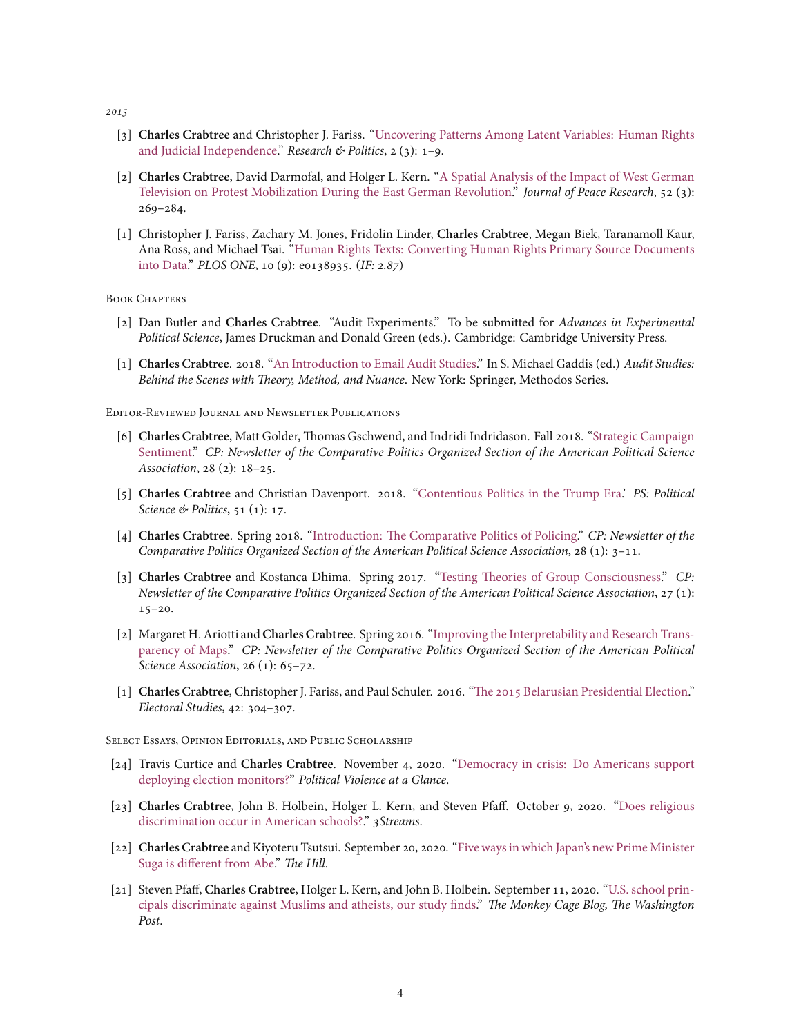*2015*

[3] **Charles Crabtree** and Christopher J. Fariss. "Uncovering Patterns Among Latent Variables: Human Rights and Judicial Independence." *Research & Politics*, 2 (3): 1–9.

[2] **Charles Crabtree**, David Darmofal, and Holger L. Kern. "A Spatial Analysis of the Impact of West German Television on Protest Mobilization During the East German Revolution." *Journal of Peace Research*, 52 (3): 269–284.

[1] Christopher J. Fariss, Zachary M. Jones, Fridolin Linder, **Charles Crabtree**, Megan Biek, Taranamoll Kaur, Ana Ross, and Michael Tsai. "Human Rights Texts: Converting Human Rights Primary Source Documents into Data." *PLOS ONE*, 10 (9): e0138935. (*IF: 2.87*)

### Book Chapters

[2] Dan Butler and **Charles Crabtree**. "Audit Experiments." To be submitted for *Advances in Experimental Political Science*, James Druckman and Donald Green (eds.). Cambridge: Cambridge University Press.

[1] **Charles Crabtree**. 2018. "An Introduction to Email Audit Studies." In S. Michael Gaddis (ed.) *Audit Studies: Behind the Scenes with Theory, Method, and Nuance*. New York: Springer, Methodos Series.

### Editor-Reviewed Journal and Newsletter Publications

[6] **Charles Crabtree**, Matt Golder, Thomas Gschwend, and Indridi Indridason. Fall 2018. "Strategic Campaign Sentiment." *CP: Newsletter of the Comparative Politics Organized Section of the American Political Science Association*, 28 (2): 18–25.

[5] **Charles Crabtree** and Christian Davenport. 2018. "Contentious Politics in the Trump Era.' *PS: Political Science & Politics*, 51 (1): 17.

[4] **Charles Crabtree**. Spring 2018. "Introduction: The Comparative Politics of Policing." *CP: Newsletter of the Comparative Politics Organized Section of the American Political Science Association*, 28 (1): 3–11.

[3] **Charles Crabtree** and Kostanca Dhima. Spring 2017. "Testing Theories of Group Consciousness." *CP: Newsletter of the Comparative Politics Organized Section of the American Political Science Association*, 27 (1): 15–20.

[2] Margaret H. Ariotti and **Charles Crabtree**. Spring 2016. "Improving the Interpretability and Research Transparency of Maps." *CP: Newsletter of the Comparative Politics Organized Section of the American Political Science Association*, 26 (1): 65–72.

[1] **Charles Crabtree**, Christopher J. Fariss, and Paul Schuler. 2016. "The 2015 Belarusian Presidential Election." *Electoral Studies*, 42: 304–307.

### Select Essays, Opinion Editorials, and Public Scholarship

[24] Travis Curtice and **Charles Crabtree**. November 4, 2020. "Democracy in crisis: Do Americans support deploying election monitors?" *Political Violence at a Glance*.

[23] **Charles Crabtree**, John B. Holbein, Holger L. Kern, and Steven Pfaff. October 9, 2020. "Does religious discrimination occur in American schools?." *3Streams*.

[22] **Charles Crabtree** and Kiyoteru Tsutsui. September 20, 2020. "Five ways in which Japan's new Prime Minister Suga is different from Abe." *The Hill*.

[21] Steven Pfaff, **Charles Crabtree**, Holger L. Kern, and John B. Holbein. September 11, 2020. "U.S. school principals discriminate against Muslims and atheists, our study finds." *The Monkey Cage Blog, The Washington Post*.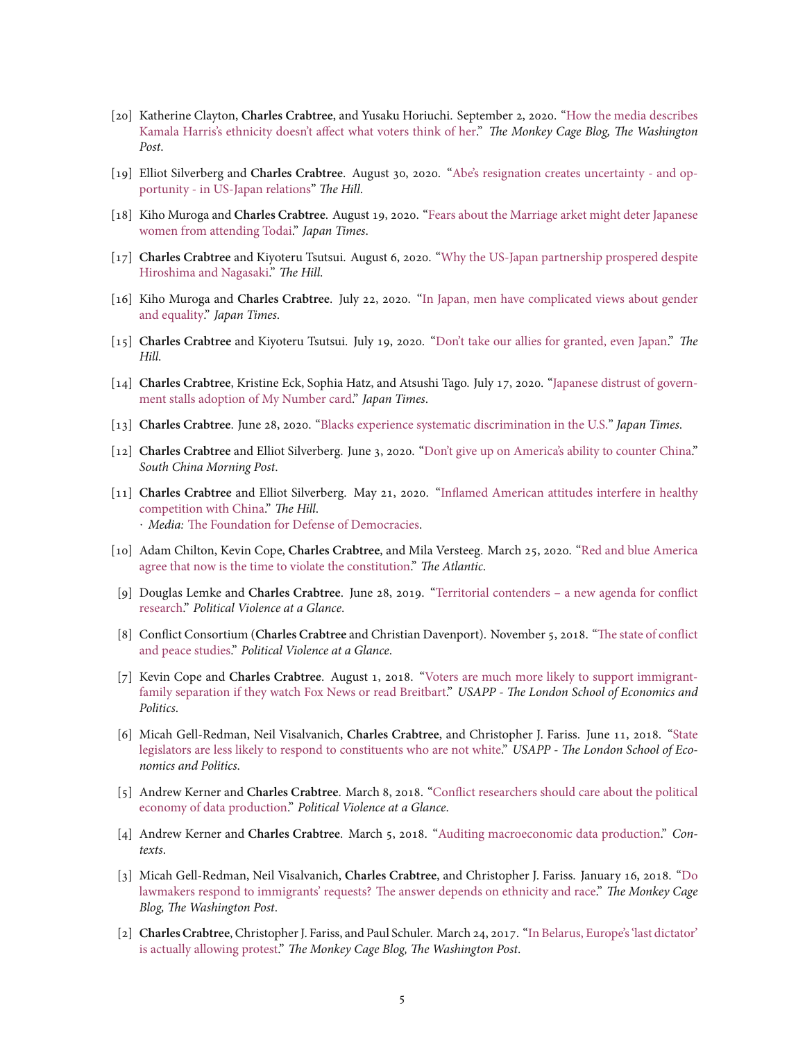[20] Katherine Clayton, **Charles Crabtree**, and Yusaku Horiuchi. September 2, 2020. "How the media describes Kamala Harris's ethnicity doesn't affect what voters think of her." *The Monkey Cage Blog, The Washington Post*.

[19] Elliot Silverberg and **Charles Crabtree**. August 30, 2020. "Abe's resignation creates uncertainty - and opportunity - in US-Japan relations" *The Hill*.

[18] Kiho Muroga and **Charles Crabtree**. August 19, 2020. "Fears about the Marriage arket might deter Japanese women from attending Todai." *Japan Times*.

[17] **Charles Crabtree** and Kiyoteru Tsutsui. August 6, 2020. "Why the US-Japan partnership prospered despite Hiroshima and Nagasaki." *The Hill*.

[16] Kiho Muroga and **Charles Crabtree**. July 22, 2020. "In Japan, men have complicated views about gender and equality." *Japan Times*.

[15] **Charles Crabtree** and Kiyoteru Tsutsui. July 19, 2020. "Don't take our allies for granted, even Japan." *The Hill*.

[14] **Charles Crabtree**, Kristine Eck, Sophia Hatz, and Atsushi Tago. July 17, 2020. "Japanese distrust of government stalls adoption of My Number card." *Japan Times*.

[13] **Charles Crabtree**. June 28, 2020. "Blacks experience systematic discrimination in the U.S." *Japan Times*.

[12] **Charles Crabtree** and Elliot Silverberg. June 3, 2020. "Don't give up on America's ability to counter China." *South China Morning Post*.

[11] **Charles Crabtree** and Elliot Silverberg. May 21, 2020. "Inflamed American attitudes interfere in healthy competition with China." *The Hill*.
· *Media:* The Foundation for Defense of Democracies.

[10] Adam Chilton, Kevin Cope, **Charles Crabtree**, and Mila Versteeg. March 25, 2020. "Red and blue America agree that now is the time to violate the constitution." *The Atlantic*.

[9] Douglas Lemke and **Charles Crabtree**. June 28, 2019. "Territorial contenders – a new agenda for conflict research." *Political Violence at a Glance*.

[8] Conflict Consortium (**Charles Crabtree** and Christian Davenport). November 5, 2018. "The state of conflict and peace studies." *Political Violence at a Glance*.

[7] Kevin Cope and **Charles Crabtree**. August 1, 2018. "Voters are much more likely to support immigrant-family separation if they watch Fox News or read Breitbart." *USAPP - The London School of Economics and Politics*.

[6] Micah Gell-Redman, Neil Visalvanich, **Charles Crabtree**, and Christopher J. Fariss. June 11, 2018. "State legislators are less likely to respond to constituents who are not white." *USAPP - The London School of Economics and Politics*.

[5] Andrew Kerner and **Charles Crabtree**. March 8, 2018. "Conflict researchers should care about the political economy of data production." *Political Violence at a Glance*.

[4] Andrew Kerner and **Charles Crabtree**. March 5, 2018. "Auditing macroeconomic data production." *Contexts*.

[3] Micah Gell-Redman, Neil Visalvanich, **Charles Crabtree**, and Christopher J. Fariss. January 16, 2018. "Do lawmakers respond to immigrants' requests? The answer depends on ethnicity and race." *The Monkey Cage Blog, The Washington Post*.

[2] **Charles Crabtree**, Christopher J. Fariss, and Paul Schuler. March 24, 2017. "In Belarus, Europe's 'last dictator' is actually allowing protest." *The Monkey Cage Blog, The Washington Post*.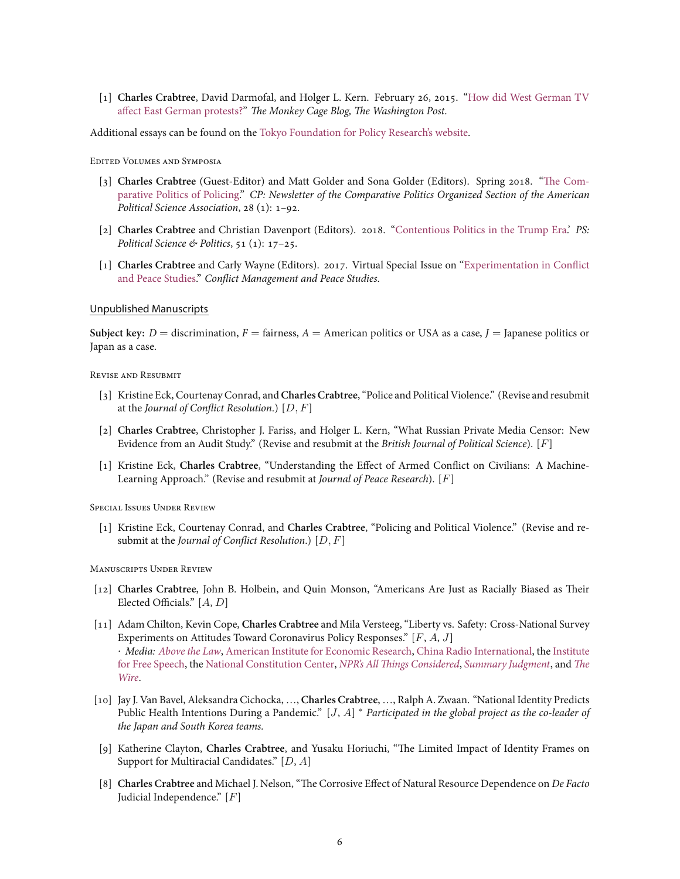[1] **Charles Crabtree**, David Darmofal, and Holger L. Kern. February 26, 2015. "How did West German TV affect East German protests?" *The Monkey Cage Blog, The Washington Post*.

Additional essays can be found on the Tokyo Foundation for Policy Research's website.

#### Edited Volumes and Symposia

[3] **Charles Crabtree** (Guest-Editor) and Matt Golder and Sona Golder (Editors). Spring 2018. "The Comparative Politics of Policing." *CP: Newsletter of the Comparative Politics Organized Section of the American Political Science Association*, 28 (1): 1–92.

[2] **Charles Crabtree** and Christian Davenport (Editors). 2018. "Contentious Politics in the Trump Era." *PS: Political Science & Politics*, 51 (1): 17–25.

[1] **Charles Crabtree** and Carly Wayne (Editors). 2017. Virtual Special Issue on "Experimentation in Conflict and Peace Studies." *Conflict Management and Peace Studies*.

## Unpublished Manuscripts

**Subject key:** $D$ = discrimination, $F$ = fairness, $A$ = American politics or USA as a case, $J$ = Japanese politics or Japan as a case.

#### Revise and Resubmit

[3] Kristine Eck, Courtenay Conrad, and **Charles Crabtree**, "Police and Political Violence." (Revise and resubmit at the *Journal of Conflict Resolution*.) [$D$, $F$]

[2] **Charles Crabtree**, Christopher J. Fariss, and Holger L. Kern, "What Russian Private Media Censor: New Evidence from an Audit Study." (Revise and resubmit at the *British Journal of Political Science*). [$F$]

[1] Kristine Eck, **Charles Crabtree**, "Understanding the Effect of Armed Conflict on Civilians: A Machine-Learning Approach." (Revise and resubmit at *Journal of Peace Research*). [$F$]

#### Special Issues Under Review

[1] Kristine Eck, Courtenay Conrad, and **Charles Crabtree**, "Policing and Political Violence." (Revise and resubmit at the *Journal of Conflict Resolution*.) [$D$, $F$]

#### Manuscripts Under Review

[12] **Charles Crabtree**, John B. Holbein, and Quin Monson, "Americans Are Just as Racially Biased as Their Elected Officials." [$A$, $D$]

[11] Adam Chilton, Kevin Cope, **Charles Crabtree** and Mila Versteeg, "Liberty vs. Safety: Cross-National Survey Experiments on Attitudes Toward Coronavirus Policy Responses." [$F$, $A$, $J$]
· *Media: Above the Law*, American Institute for Economic Research, China Radio International, the Institute for Free Speech, the National Constitution Center, *NPR's All Things Considered*, *Summary Judgment*, and *The Wire*.

[10] Jay J. Van Bavel, Aleksandra Cichocka, …, **Charles Crabtree**, …, Ralph A. Zwaan. "National Identity Predicts Public Health Intentions During a Pandemic." [$J$, $A$] * *Participated in the global project as the co-leader of the Japan and South Korea teams.*

[9] Katherine Clayton, **Charles Crabtree**, and Yusaku Horiuchi, "The Limited Impact of Identity Frames on Support for Multiracial Candidates." [$D$, $A$]

[8] **Charles Crabtree** and Michael J. Nelson, "The Corrosive Effect of Natural Resource Dependence on *De Facto* Judicial Independence." [$F$]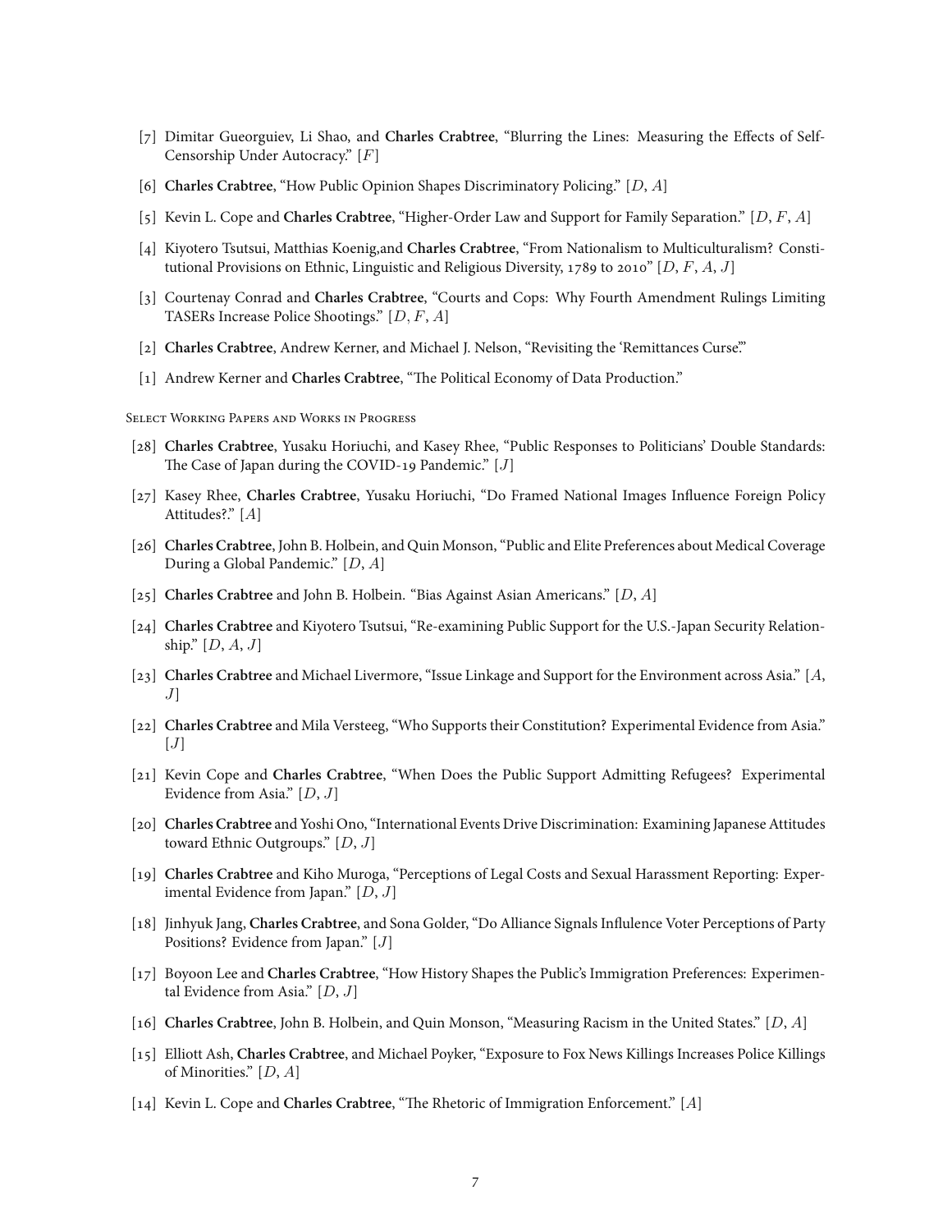[7] Dimitar Gueorguiev, Li Shao, and **Charles Crabtree**, "Blurring the Lines: Measuring the Effects of Self-Censorship Under Autocracy." [$F$]

[6] **Charles Crabtree**, "How Public Opinion Shapes Discriminatory Policing." [$D$, $A$]

[5] Kevin L. Cope and **Charles Crabtree**, "Higher-Order Law and Support for Family Separation." [$D$, $F$, $A$]

[4] Kiyotero Tsutsui, Matthias Koenig,and **Charles Crabtree**, "From Nationalism to Multiculturalism? Constitutional Provisions on Ethnic, Linguistic and Religious Diversity, 1789 to 2010" [$D$, $F$, $A$, $J$]

[3] Courtenay Conrad and **Charles Crabtree**, "Courts and Cops: Why Fourth Amendment Rulings Limiting TASERs Increase Police Shootings." [$D$, $F$, $A$]

[2] **Charles Crabtree**, Andrew Kerner, and Michael J. Nelson, "Revisiting the 'Remittances Curse.'"

[1] Andrew Kerner and **Charles Crabtree**, "The Political Economy of Data Production."

Select Working Papers and Works in Progress

[28] **Charles Crabtree**, Yusaku Horiuchi, and Kasey Rhee, "Public Responses to Politicians' Double Standards: The Case of Japan during the COVID-19 Pandemic." [$J$]

[27] Kasey Rhee, **Charles Crabtree**, Yusaku Horiuchi, "Do Framed National Images Influence Foreign Policy Attitudes?." [$A$]

[26] **Charles Crabtree**, John B. Holbein, and Quin Monson, "Public and Elite Preferences about Medical Coverage During a Global Pandemic." [$D$, $A$]

[25] **Charles Crabtree** and John B. Holbein. "Bias Against Asian Americans." [$D$, $A$]

[24] **Charles Crabtree** and Kiyotero Tsutsui, "Re-examining Public Support for the U.S.-Japan Security Relationship." [$D$, $A$, $J$]

[23] **Charles Crabtree** and Michael Livermore, "Issue Linkage and Support for the Environment across Asia." [$A$, $J$]

[22] **Charles Crabtree** and Mila Versteeg, "Who Supports their Constitution? Experimental Evidence from Asia." [$J$]

[21] Kevin Cope and **Charles Crabtree**, "When Does the Public Support Admitting Refugees? Experimental Evidence from Asia." [$D$, $J$]

[20] **Charles Crabtree** and Yoshi Ono, "International Events Drive Discrimination: Examining Japanese Attitudes toward Ethnic Outgroups." [$D$, $J$]

[19] **Charles Crabtree** and Kiho Muroga, "Perceptions of Legal Costs and Sexual Harassment Reporting: Experimental Evidence from Japan." [$D$, $J$]

[18] Jinhyuk Jang, **Charles Crabtree**, and Sona Golder, "Do Alliance Signals Influlence Voter Perceptions of Party Positions? Evidence from Japan." [$J$]

[17] Boyoon Lee and **Charles Crabtree**, "How History Shapes the Public's Immigration Preferences: Experimental Evidence from Asia." [$D$, $J$]

[16] **Charles Crabtree**, John B. Holbein, and Quin Monson, "Measuring Racism in the United States." [$D$, $A$]

[15] Elliott Ash, **Charles Crabtree**, and Michael Poyker, "Exposure to Fox News Killings Increases Police Killings of Minorities." [$D$, $A$]

[14] Kevin L. Cope and **Charles Crabtree**, "The Rhetoric of Immigration Enforcement." [$A$]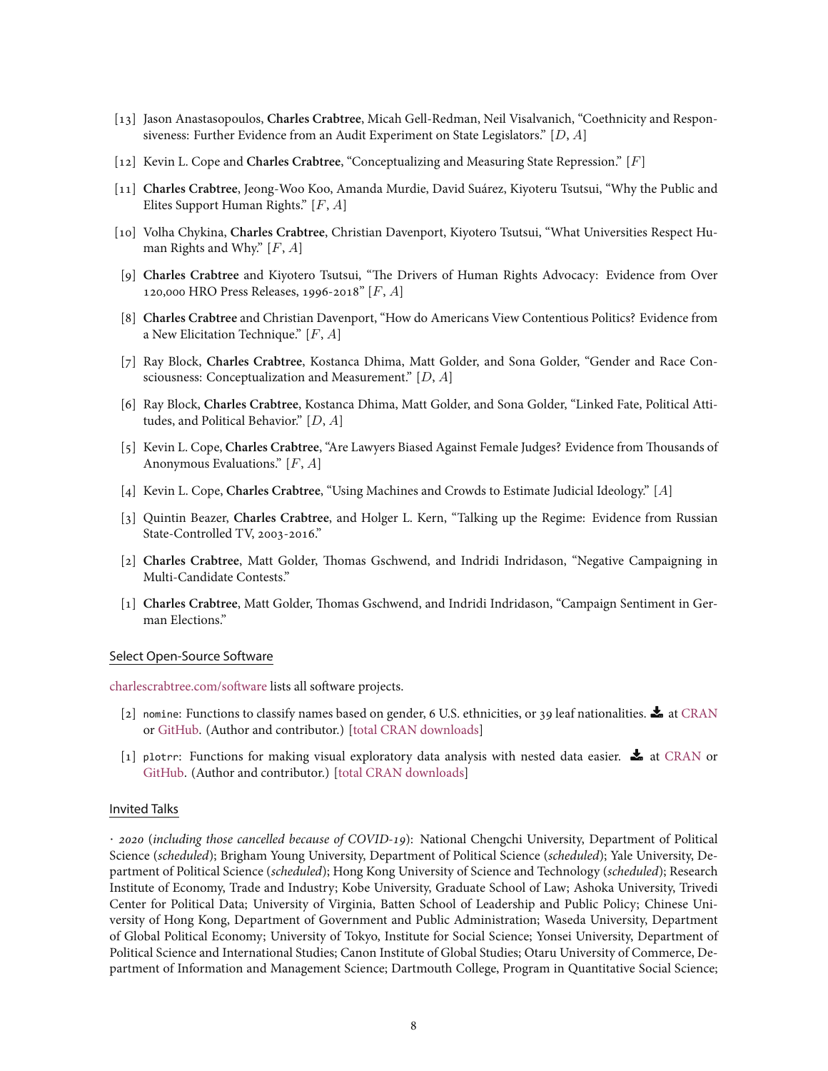[13] Jason Anastasopoulos, **Charles Crabtree**, Micah Gell-Redman, Neil Visalvanich, "Coethnicity and Responsiveness: Further Evidence from an Audit Experiment on State Legislators." [$D$, $A$]

[12] Kevin L. Cope and **Charles Crabtree**, "Conceptualizing and Measuring State Repression." [$F$]

[11] **Charles Crabtree**, Jeong-Woo Koo, Amanda Murdie, David Suárez, Kiyoteru Tsutsui, "Why the Public and Elites Support Human Rights." [$F$, $A$]

[10] Volha Chykina, **Charles Crabtree**, Christian Davenport, Kiyotero Tsutsui, "What Universities Respect Human Rights and Why." [$F$, $A$]

[9] **Charles Crabtree** and Kiyotero Tsutsui, "The Drivers of Human Rights Advocacy: Evidence from Over 120,000 HRO Press Releases, 1996-2018" [$F$, $A$]

[8] **Charles Crabtree** and Christian Davenport, "How do Americans View Contentious Politics? Evidence from a New Elicitation Technique." [$F$, $A$]

[7] Ray Block, **Charles Crabtree**, Kostanca Dhima, Matt Golder, and Sona Golder, "Gender and Race Consciousness: Conceptualization and Measurement." [$D$, $A$]

[6] Ray Block, **Charles Crabtree**, Kostanca Dhima, Matt Golder, and Sona Golder, "Linked Fate, Political Attitudes, and Political Behavior." [$D$, $A$]

[5] Kevin L. Cope, **Charles Crabtree**, "Are Lawyers Biased Against Female Judges? Evidence from Thousands of Anonymous Evaluations." [$F$, $A$]

[4] Kevin L. Cope, **Charles Crabtree**, "Using Machines and Crowds to Estimate Judicial Ideology." [$A$]

[3] Quintin Beazer, **Charles Crabtree**, and Holger L. Kern, "Talking up the Regime: Evidence from Russian State-Controlled TV, 2003-2016."

[2] **Charles Crabtree**, Matt Golder, Thomas Gschwend, and Indridi Indridason, "Negative Campaigning in Multi-Candidate Contests."

[1] **Charles Crabtree**, Matt Golder, Thomas Gschwend, and Indridi Indridason, "Campaign Sentiment in German Elections."

## Select Open-Source Software

charlescrabtree.com/software lists all software projects.

[2] `nomine`: Functions to classify names based on gender, 6 U.S. ethnicities, or 39 leaf nationalities. at CRAN or GitHub. (Author and contributor.) [total CRAN downloads]

[1] `plotrr`: Functions for making visual exploratory data analysis with nested data easier. at CRAN or GitHub. (Author and contributor.) [total CRAN downloads]

## Invited Talks

· *2020* (*including those cancelled because of COVID-19*): National Chengchi University, Department of Political Science (*scheduled*); Brigham Young University, Department of Political Science (*scheduled*); Yale University, Department of Political Science (*scheduled*); Hong Kong University of Science and Technology (*scheduled*); Research Institute of Economy, Trade and Industry; Kobe University, Graduate School of Law; Ashoka University, Trivedi Center for Political Data; University of Virginia, Batten School of Leadership and Public Policy; Chinese University of Hong Kong, Department of Government and Public Administration; Waseda University, Department of Global Political Economy; University of Tokyo, Institute for Social Science; Yonsei University, Department of Political Science and International Studies; Canon Institute of Global Studies; Otaru University of Commerce, Department of Information and Management Science; Dartmouth College, Program in Quantitative Social Science;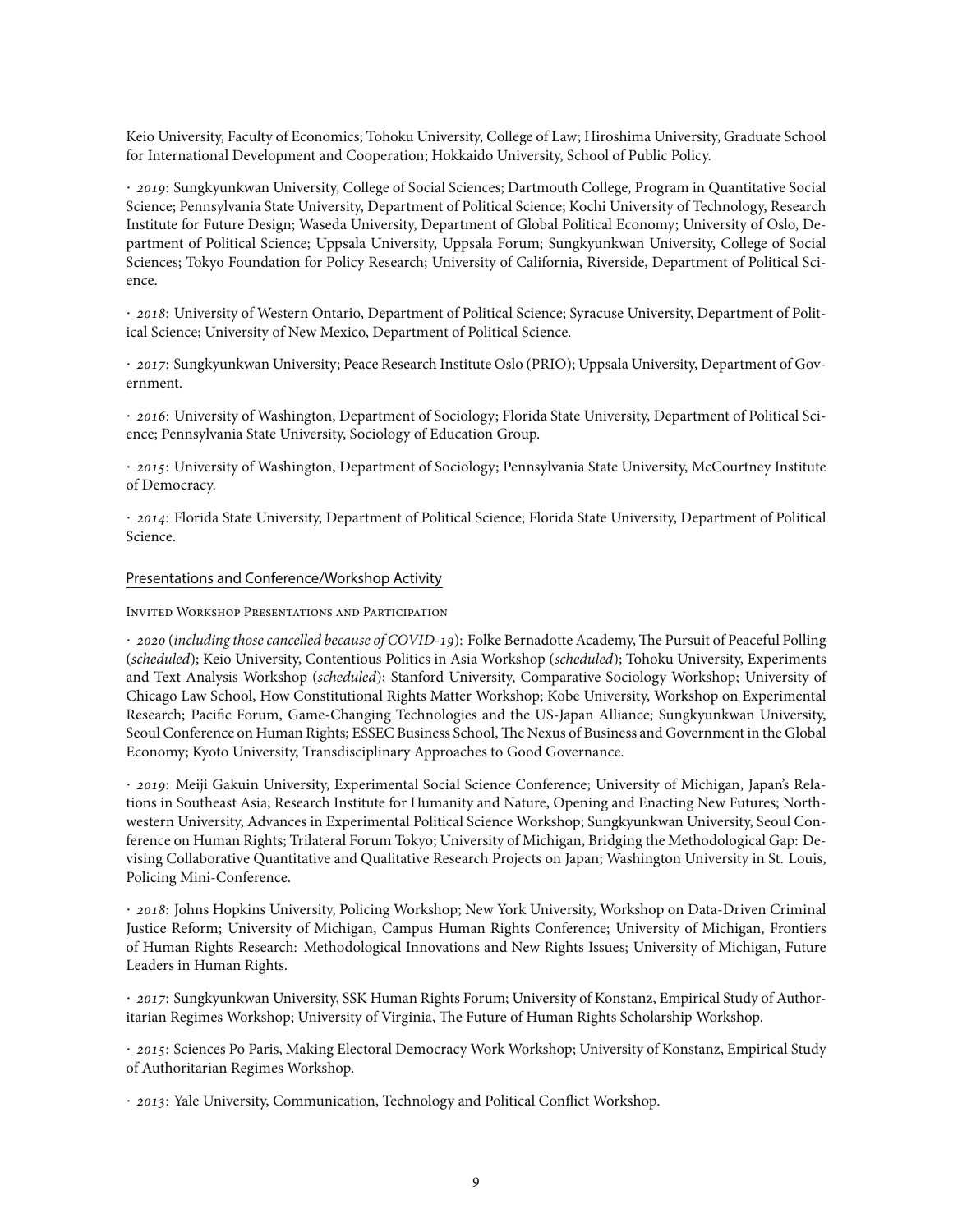Keio University, Faculty of Economics; Tohoku University, College of Law; Hiroshima University, Graduate School for International Development and Cooperation; Hokkaido University, School of Public Policy.

· *2019*: Sungkyunkwan University, College of Social Sciences; Dartmouth College, Program in Quantitative Social Science; Pennsylvania State University, Department of Political Science; Kochi University of Technology, Research Institute for Future Design; Waseda University, Department of Global Political Economy; University of Oslo, Department of Political Science; Uppsala University, Uppsala Forum; Sungkyunkwan University, College of Social Sciences; Tokyo Foundation for Policy Research; University of California, Riverside, Department of Political Science.

· *2018*: University of Western Ontario, Department of Political Science; Syracuse University, Department of Political Science; University of New Mexico, Department of Political Science.

· *2017*: Sungkyunkwan University; Peace Research Institute Oslo (PRIO); Uppsala University, Department of Government.

· *2016*: University of Washington, Department of Sociology; Florida State University, Department of Political Science; Pennsylvania State University, Sociology of Education Group.

· *2015*: University of Washington, Department of Sociology; Pennsylvania State University, McCourtney Institute of Democracy.

· *2014*: Florida State University, Department of Political Science; Florida State University, Department of Political Science.

## Presentations and Conference/Workshop Activity

### Invited Workshop Presentations and Participation

· *2020* (*including those cancelled because of COVID-19*): Folke Bernadotte Academy, The Pursuit of Peaceful Polling (*scheduled*); Keio University, Contentious Politics in Asia Workshop (*scheduled*); Tohoku University, Experiments and Text Analysis Workshop (*scheduled*); Stanford University, Comparative Sociology Workshop; University of Chicago Law School, How Constitutional Rights Matter Workshop; Kobe University, Workshop on Experimental Research; Pacific Forum, Game-Changing Technologies and the US-Japan Alliance; Sungkyunkwan University, Seoul Conference on Human Rights; ESSEC Business School, The Nexus of Business and Government in the Global Economy; Kyoto University, Transdisciplinary Approaches to Good Governance.

· *2019*: Meiji Gakuin University, Experimental Social Science Conference; University of Michigan, Japan's Relations in Southeast Asia; Research Institute for Humanity and Nature, Opening and Enacting New Futures; Northwestern University, Advances in Experimental Political Science Workshop; Sungkyunkwan University, Seoul Conference on Human Rights; Trilateral Forum Tokyo; University of Michigan, Bridging the Methodological Gap: Devising Collaborative Quantitative and Qualitative Research Projects on Japan; Washington University in St. Louis, Policing Mini-Conference.

· *2018*: Johns Hopkins University, Policing Workshop; New York University, Workshop on Data-Driven Criminal Justice Reform; University of Michigan, Campus Human Rights Conference; University of Michigan, Frontiers of Human Rights Research: Methodological Innovations and New Rights Issues; University of Michigan, Future Leaders in Human Rights.

· *2017*: Sungkyunkwan University, SSK Human Rights Forum; University of Konstanz, Empirical Study of Authoritarian Regimes Workshop; University of Virginia, The Future of Human Rights Scholarship Workshop.

· *2015*: Sciences Po Paris, Making Electoral Democracy Work Workshop; University of Konstanz, Empirical Study of Authoritarian Regimes Workshop.

· *2013*: Yale University, Communication, Technology and Political Conflict Workshop.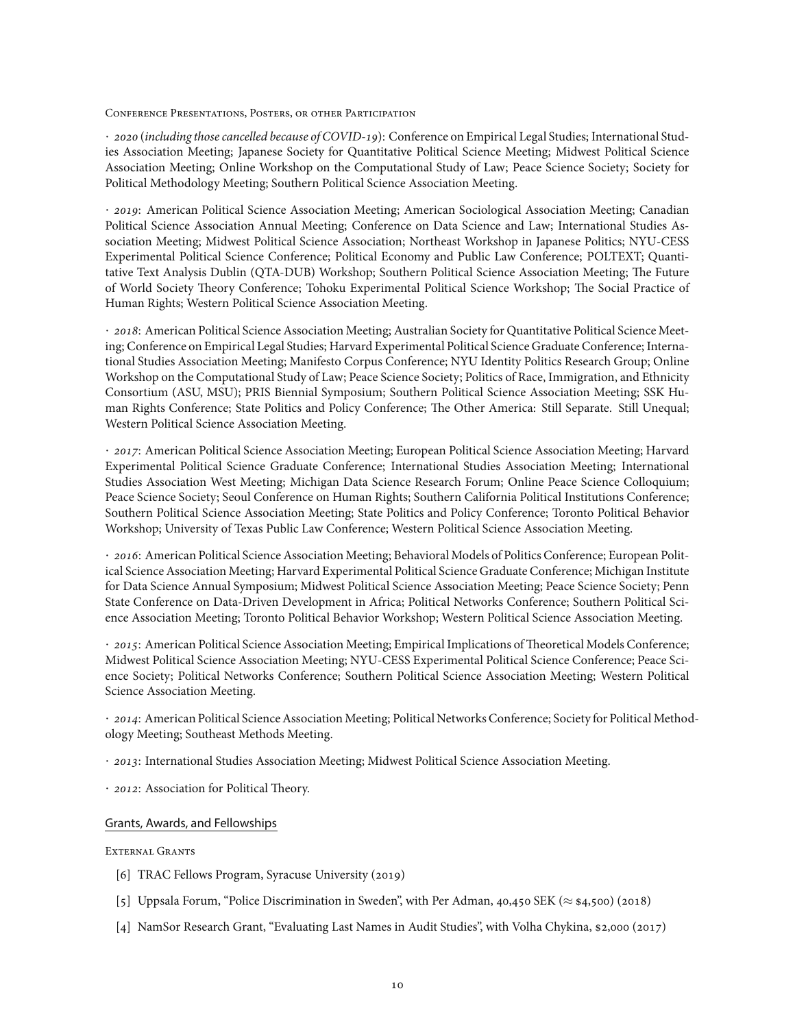### Conference Presentations, Posters, or other Participation

· *2020* (*including those cancelled because of COVID-19*): Conference on Empirical Legal Studies; International Studies Association Meeting; Japanese Society for Quantitative Political Science Meeting; Midwest Political Science Association Meeting; Online Workshop on the Computational Study of Law; Peace Science Society; Society for Political Methodology Meeting; Southern Political Science Association Meeting.

· *2019*: American Political Science Association Meeting; American Sociological Association Meeting; Canadian Political Science Association Annual Meeting; Conference on Data Science and Law; International Studies Association Meeting; Midwest Political Science Association; Northeast Workshop in Japanese Politics; NYU-CESS Experimental Political Science Conference; Political Economy and Public Law Conference; POLTEXT; Quantitative Text Analysis Dublin (QTA-DUB) Workshop; Southern Political Science Association Meeting; The Future of World Society Theory Conference; Tohoku Experimental Political Science Workshop; The Social Practice of Human Rights; Western Political Science Association Meeting.

· *2018*: American Political Science Association Meeting; Australian Society for Quantitative Political Science Meeting; Conference on Empirical Legal Studies; Harvard Experimental Political Science Graduate Conference; International Studies Association Meeting; Manifesto Corpus Conference; NYU Identity Politics Research Group; Online Workshop on the Computational Study of Law; Peace Science Society; Politics of Race, Immigration, and Ethnicity Consortium (ASU, MSU); PRIS Biennial Symposium; Southern Political Science Association Meeting; SSK Human Rights Conference; State Politics and Policy Conference; The Other America: Still Separate. Still Unequal; Western Political Science Association Meeting.

· *2017*: American Political Science Association Meeting; European Political Science Association Meeting; Harvard Experimental Political Science Graduate Conference; International Studies Association Meeting; International Studies Association West Meeting; Michigan Data Science Research Forum; Online Peace Science Colloquium; Peace Science Society; Seoul Conference on Human Rights; Southern California Political Institutions Conference; Southern Political Science Association Meeting; State Politics and Policy Conference; Toronto Political Behavior Workshop; University of Texas Public Law Conference; Western Political Science Association Meeting.

· *2016*: American Political Science Association Meeting; Behavioral Models of Politics Conference; European Political Science Association Meeting; Harvard Experimental Political Science Graduate Conference; Michigan Institute for Data Science Annual Symposium; Midwest Political Science Association Meeting; Peace Science Society; Penn State Conference on Data-Driven Development in Africa; Political Networks Conference; Southern Political Science Association Meeting; Toronto Political Behavior Workshop; Western Political Science Association Meeting.

· *2015*: American Political Science Association Meeting; Empirical Implications of Theoretical Models Conference; Midwest Political Science Association Meeting; NYU-CESS Experimental Political Science Conference; Peace Science Society; Political Networks Conference; Southern Political Science Association Meeting; Western Political Science Association Meeting.

· *2014*: American Political Science Association Meeting; Political Networks Conference; Society for Political Methodology Meeting; Southeast Methods Meeting.

· *2013*: International Studies Association Meeting; Midwest Political Science Association Meeting.

· *2012*: Association for Political Theory.

## Grants, Awards, and Fellowships

### External Grants

[6] TRAC Fellows Program, Syracuse University (2019)

[5] Uppsala Forum, "Police Discrimination in Sweden", with Per Adman, 40,450 SEK ($\approx$ $4,500) (2018)

[4] NamSor Research Grant, "Evaluating Last Names in Audit Studies", with Volha Chykina, $2,000 (2017)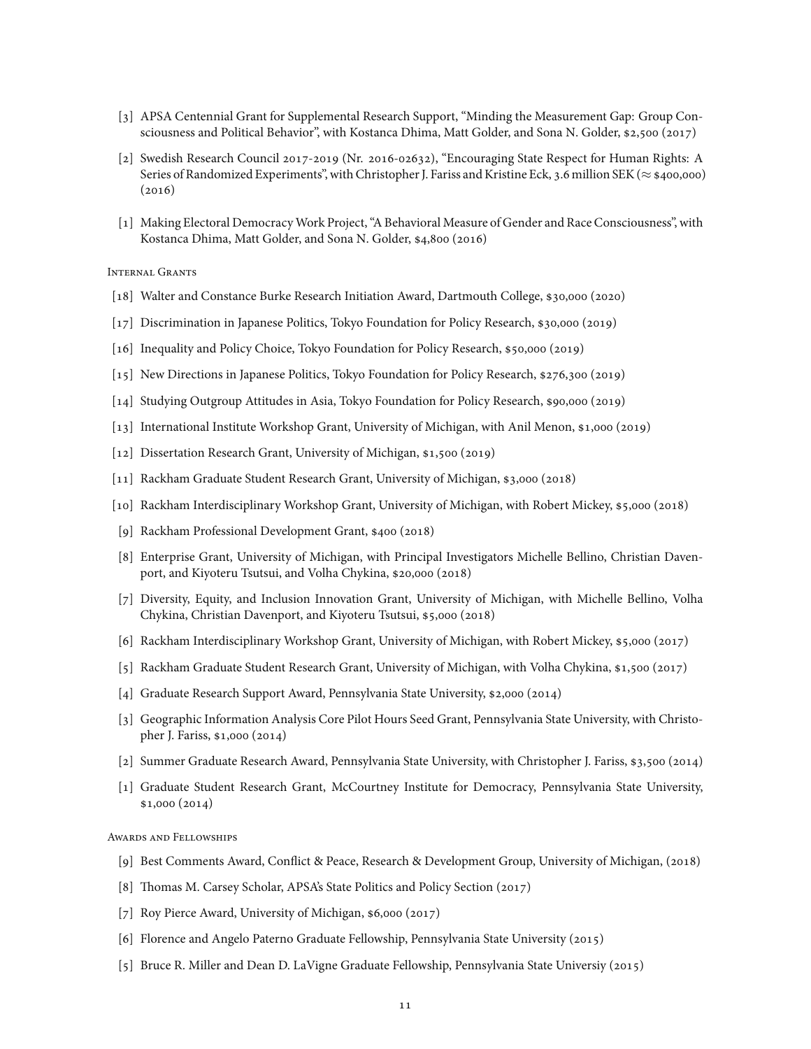[3] APSA Centennial Grant for Supplemental Research Support, "Minding the Measurement Gap: Group Consciousness and Political Behavior", with Kostanca Dhima, Matt Golder, and Sona N. Golder, $2,500 (2017)

[2] Swedish Research Council 2017-2019 (Nr. 2016-02632), "Encouraging State Respect for Human Rights: A Series of Randomized Experiments", with Christopher J. Fariss and Kristine Eck, 3.6 million SEK ($\approx$ $400,000) (2016)

[1] Making Electoral Democracy Work Project, "A Behavioral Measure of Gender and Race Consciousness", with Kostanca Dhima, Matt Golder, and Sona N. Golder, $4,800 (2016)

Internal Grants

[18] Walter and Constance Burke Research Initiation Award, Dartmouth College, $30,000 (2020)

[17] Discrimination in Japanese Politics, Tokyo Foundation for Policy Research, $30,000 (2019)

[16] Inequality and Policy Choice, Tokyo Foundation for Policy Research, $50,000 (2019)

[15] New Directions in Japanese Politics, Tokyo Foundation for Policy Research, $276,300 (2019)

[14] Studying Outgroup Attitudes in Asia, Tokyo Foundation for Policy Research, $90,000 (2019)

[13] International Institute Workshop Grant, University of Michigan, with Anil Menon, $1,000 (2019)

[12] Dissertation Research Grant, University of Michigan, $1,500 (2019)

[11] Rackham Graduate Student Research Grant, University of Michigan, $3,000 (2018)

[10] Rackham Interdisciplinary Workshop Grant, University of Michigan, with Robert Mickey, $5,000 (2018)

[9] Rackham Professional Development Grant, $400 (2018)

[8] Enterprise Grant, University of Michigan, with Principal Investigators Michelle Bellino, Christian Davenport, and Kiyoteru Tsutsui, and Volha Chykina, $20,000 (2018)

[7] Diversity, Equity, and Inclusion Innovation Grant, University of Michigan, with Michelle Bellino, Volha Chykina, Christian Davenport, and Kiyoteru Tsutsui, $5,000 (2018)

[6] Rackham Interdisciplinary Workshop Grant, University of Michigan, with Robert Mickey, $5,000 (2017)

[5] Rackham Graduate Student Research Grant, University of Michigan, with Volha Chykina, $1,500 (2017)

[4] Graduate Research Support Award, Pennsylvania State University, $2,000 (2014)

[3] Geographic Information Analysis Core Pilot Hours Seed Grant, Pennsylvania State University, with Christopher J. Fariss, $1,000 (2014)

[2] Summer Graduate Research Award, Pennsylvania State University, with Christopher J. Fariss, $3,500 (2014)

[1] Graduate Student Research Grant, McCourtney Institute for Democracy, Pennsylvania State University, $1,000 (2014)

Awards and Fellowships

[9] Best Comments Award, Conflict & Peace, Research & Development Group, University of Michigan, (2018)

[8] Thomas M. Carsey Scholar, APSA's State Politics and Policy Section (2017)

[7] Roy Pierce Award, University of Michigan, $6,000 (2017)

[6] Florence and Angelo Paterno Graduate Fellowship, Pennsylvania State University (2015)

[5] Bruce R. Miller and Dean D. LaVigne Graduate Fellowship, Pennsylvania State Universiy (2015)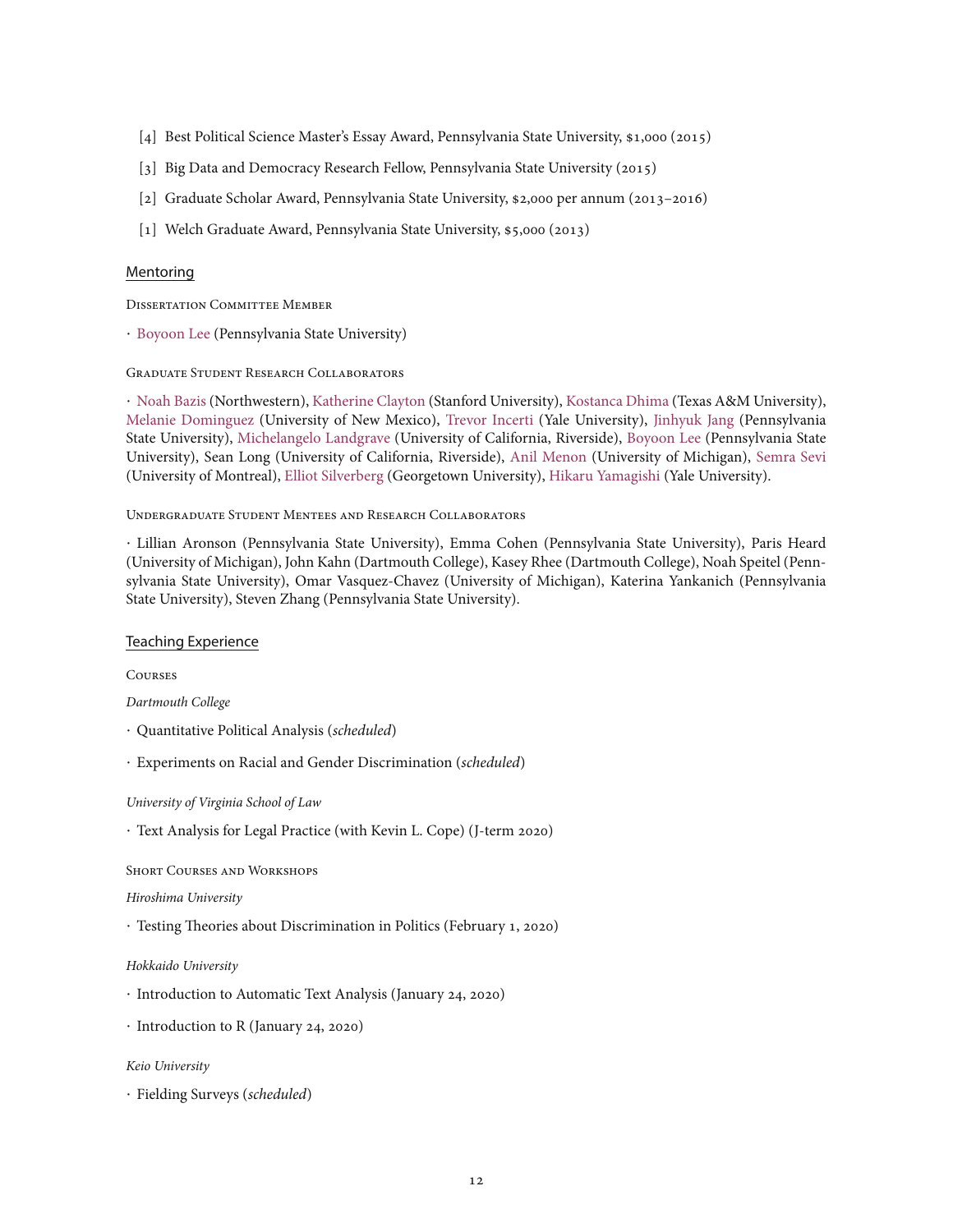[4] Best Political Science Master's Essay Award, Pennsylvania State University, $1,000 (2015)

[3] Big Data and Democracy Research Fellow, Pennsylvania State University (2015)

[2] Graduate Scholar Award, Pennsylvania State University, $2,000 per annum (2013–2016)

[1] Welch Graduate Award, Pennsylvania State University, $5,000 (2013)

## Mentoring

### Dissertation Committee Member

· Boyoon Lee (Pennsylvania State University)

### Graduate Student Research Collaborators

· Noah Bazis (Northwestern), Katherine Clayton (Stanford University), Kostanca Dhima (Texas A&M University), Melanie Dominguez (University of New Mexico), Trevor Incerti (Yale University), Jinhyuk Jang (Pennsylvania State University), Michelangelo Landgrave (University of California, Riverside), Boyoon Lee (Pennsylvania State University), Sean Long (University of California, Riverside), Anil Menon (University of Michigan), Semra Sevi (University of Montreal), Elliot Silverberg (Georgetown University), Hikaru Yamagishi (Yale University).

### Undergraduate Student Mentees and Research Collaborators

· Lillian Aronson (Pennsylvania State University), Emma Cohen (Pennsylvania State University), Paris Heard (University of Michigan), John Kahn (Dartmouth College), Kasey Rhee (Dartmouth College), Noah Speitel (Pennsylvania State University), Omar Vasquez-Chavez (University of Michigan), Katerina Yankanich (Pennsylvania State University), Steven Zhang (Pennsylvania State University).

## Teaching Experience

### Courses

*Dartmouth College*

· Quantitative Political Analysis (*scheduled*)

· Experiments on Racial and Gender Discrimination (*scheduled*)

*University of Virginia School of Law*

· Text Analysis for Legal Practice (with Kevin L. Cope) (J-term 2020)

### Short Courses and Workshops

*Hiroshima University*

· Testing Theories about Discrimination in Politics (February 1, 2020)

*Hokkaido University*

· Introduction to Automatic Text Analysis (January 24, 2020)

· Introduction to R (January 24, 2020)

*Keio University*

· Fielding Surveys (*scheduled*)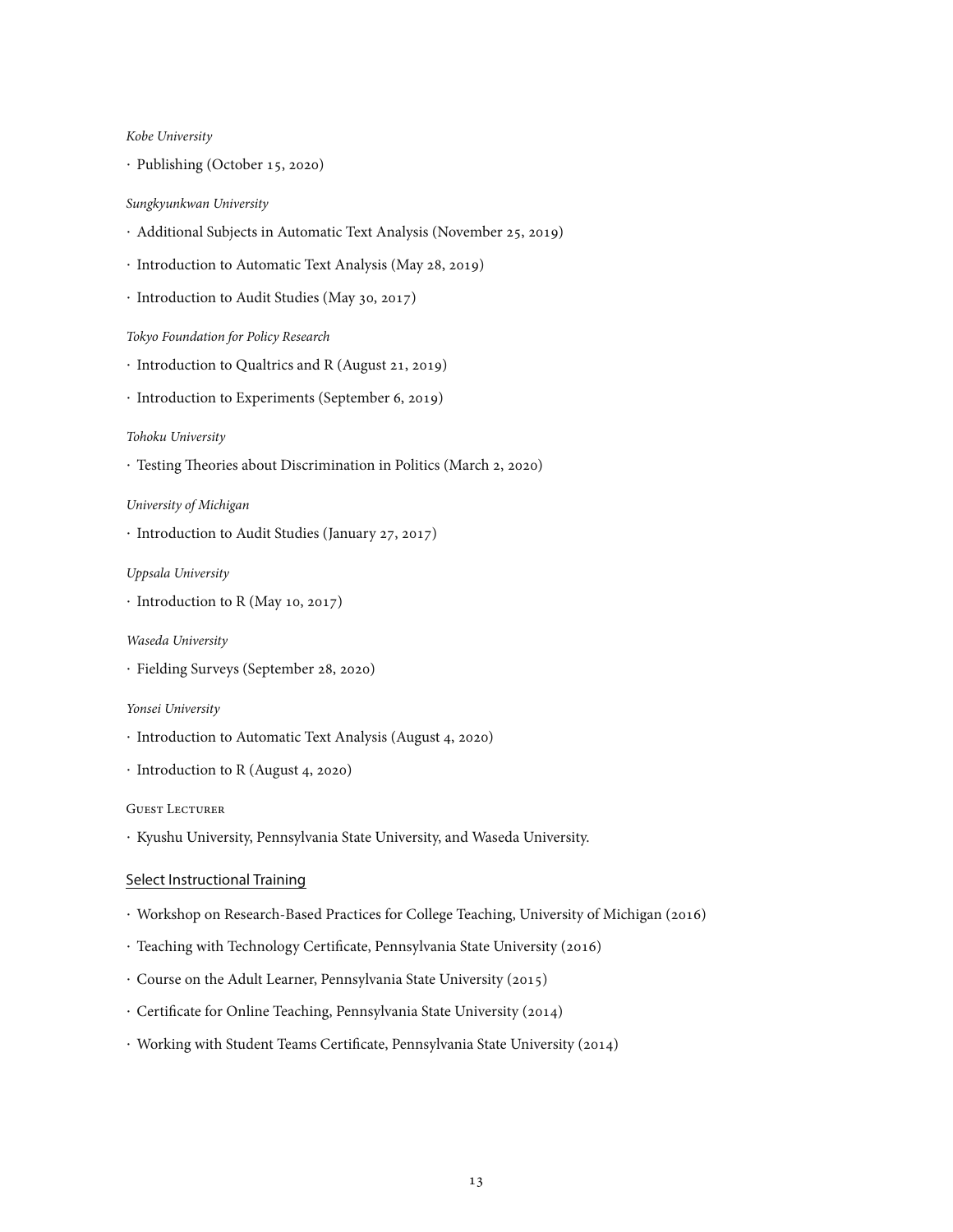*Kobe University*

· Publishing (October 15, 2020)

*Sungkyunkwan University*

· Additional Subjects in Automatic Text Analysis (November 25, 2019)

· Introduction to Automatic Text Analysis (May 28, 2019)

· Introduction to Audit Studies (May 30, 2017)

*Tokyo Foundation for Policy Research*

· Introduction to Qualtrics and R (August 21, 2019)

· Introduction to Experiments (September 6, 2019)

*Tohoku University*

· Testing Theories about Discrimination in Politics (March 2, 2020)

*University of Michigan*

· Introduction to Audit Studies (January 27, 2017)

*Uppsala University*

· Introduction to R (May 10, 2017)

*Waseda University*

· Fielding Surveys (September 28, 2020)

*Yonsei University*

· Introduction to Automatic Text Analysis (August 4, 2020)

· Introduction to R (August 4, 2020)

Guest Lecturer

· Kyushu University, Pennsylvania State University, and Waseda University.

## Select Instructional Training

· Workshop on Research-Based Practices for College Teaching, University of Michigan (2016)

· Teaching with Technology Certificate, Pennsylvania State University (2016)

· Course on the Adult Learner, Pennsylvania State University (2015)

· Certificate for Online Teaching, Pennsylvania State University (2014)

· Working with Student Teams Certificate, Pennsylvania State University (2014)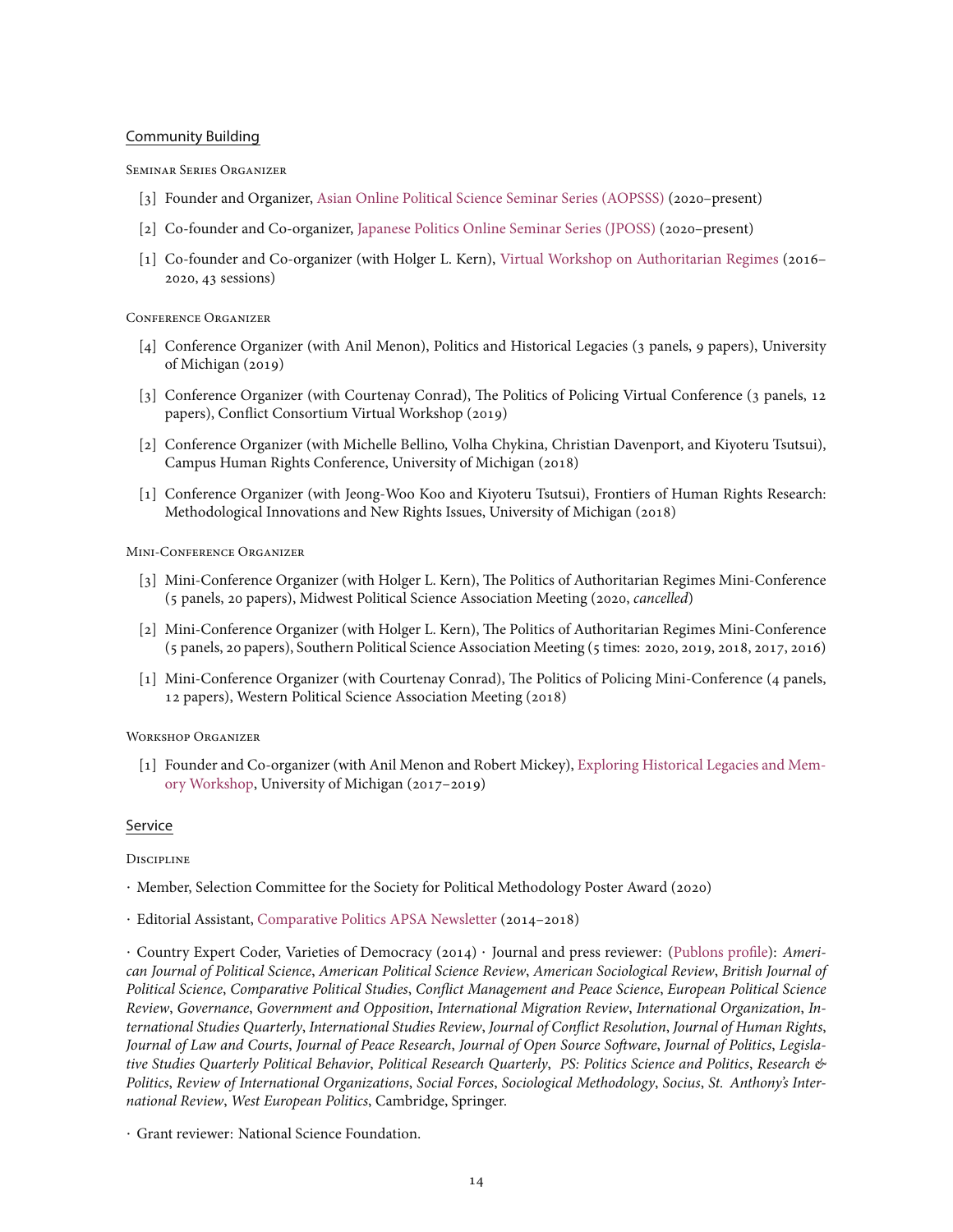## Community Building

### Seminar Series Organizer

[3] Founder and Organizer, Asian Online Political Science Seminar Series (AOPSSS) (2020–present)

[2] Co-founder and Co-organizer, Japanese Politics Online Seminar Series (JPOSS) (2020–present)

[1] Co-founder and Co-organizer (with Holger L. Kern), Virtual Workshop on Authoritarian Regimes (2016–2020, 43 sessions)

### Conference Organizer

[4] Conference Organizer (with Anil Menon), Politics and Historical Legacies (3 panels, 9 papers), University of Michigan (2019)

[3] Conference Organizer (with Courtenay Conrad), The Politics of Policing Virtual Conference (3 panels, 12 papers), Conflict Consortium Virtual Workshop (2019)

[2] Conference Organizer (with Michelle Bellino, Volha Chykina, Christian Davenport, and Kiyoteru Tsutsui), Campus Human Rights Conference, University of Michigan (2018)

[1] Conference Organizer (with Jeong-Woo Koo and Kiyoteru Tsutsui), Frontiers of Human Rights Research: Methodological Innovations and New Rights Issues, University of Michigan (2018)

### Mini-Conference Organizer

[3] Mini-Conference Organizer (with Holger L. Kern), The Politics of Authoritarian Regimes Mini-Conference (5 panels, 20 papers), Midwest Political Science Association Meeting (2020, *cancelled*)

[2] Mini-Conference Organizer (with Holger L. Kern), The Politics of Authoritarian Regimes Mini-Conference (5 panels, 20 papers), Southern Political Science Association Meeting (5 times: 2020, 2019, 2018, 2017, 2016)

[1] Mini-Conference Organizer (with Courtenay Conrad), The Politics of Policing Mini-Conference (4 panels, 12 papers), Western Political Science Association Meeting (2018)

### Workshop Organizer

[1] Founder and Co-organizer (with Anil Menon and Robert Mickey), Exploring Historical Legacies and Memory Workshop, University of Michigan (2017–2019)

## Service

### Discipline

· Member, Selection Committee for the Society for Political Methodology Poster Award (2020)

· Editorial Assistant, Comparative Politics APSA Newsletter (2014–2018)

· Country Expert Coder, Varieties of Democracy (2014) · Journal and press reviewer: (Publons profile): *American Journal of Political Science*, *American Political Science Review*, *American Sociological Review*, *British Journal of Political Science*, *Comparative Political Studies*, *Conflict Management and Peace Science*, *European Political Science Review*, *Governance*, *Government and Opposition*, *International Migration Review*, *International Organization*, *International Studies Quarterly*, *International Studies Review*, *Journal of Conflict Resolution*, *Journal of Human Rights*, *Journal of Law and Courts*, *Journal of Peace Research*, *Journal of Open Source Software*, *Journal of Politics*, *Legislative Studies Quarterly Political Behavior*, *Political Research Quarterly*, *PS: Politics Science and Politics*, *Research & Politics*, *Review of International Organizations*, *Social Forces*, *Sociological Methodology*, *Socius*, *St. Anthony's International Review*, *West European Politics*, Cambridge, Springer.

· Grant reviewer: National Science Foundation.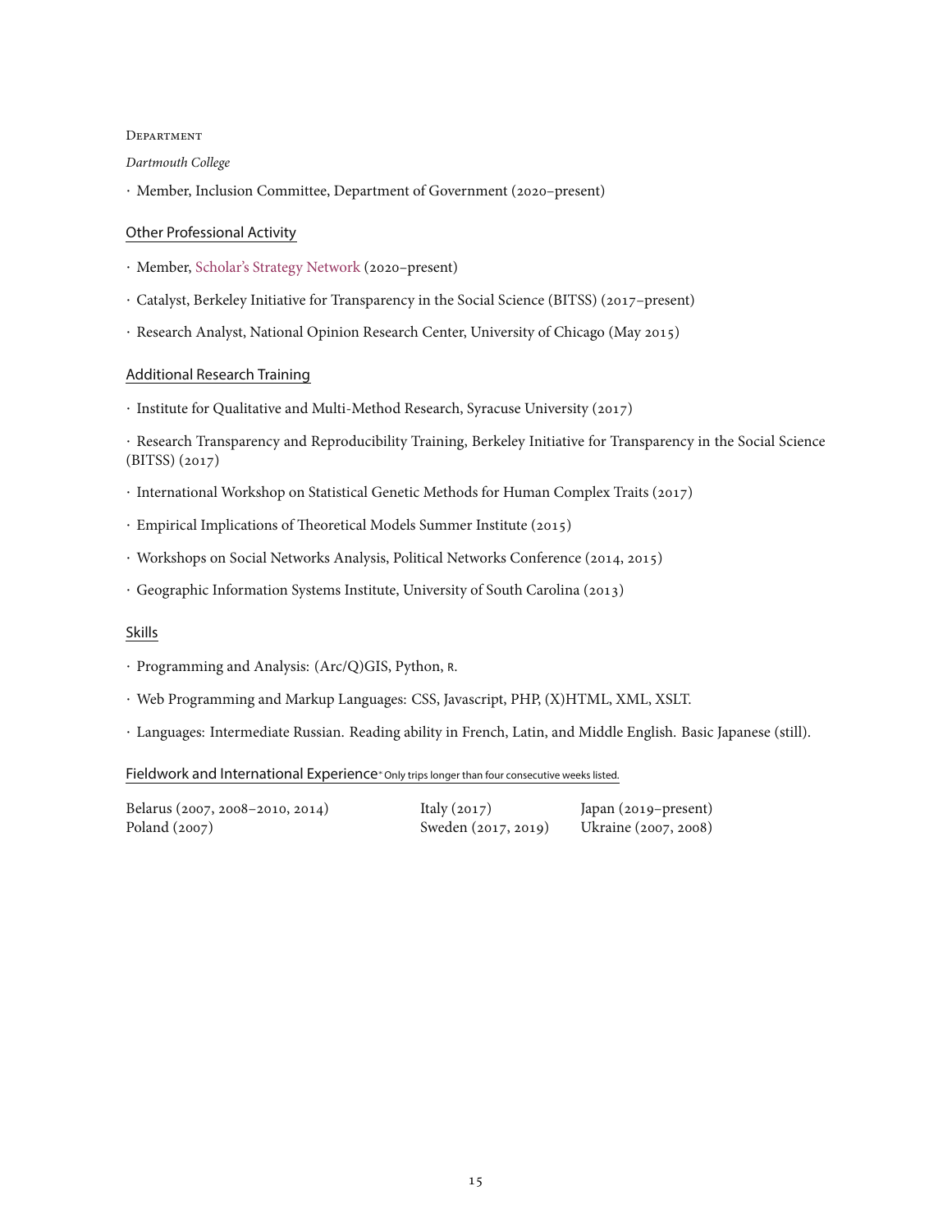#### Department

*Dartmouth College*

· Member, Inclusion Committee, Department of Government (2020–present)

### Other Professional Activity

· Member, Scholar's Strategy Network (2020–present)

· Catalyst, Berkeley Initiative for Transparency in the Social Science (BITSS) (2017–present)

· Research Analyst, National Opinion Research Center, University of Chicago (May 2015)

### Additional Research Training

· Institute for Qualitative and Multi-Method Research, Syracuse University (2017)

· Research Transparency and Reproducibility Training, Berkeley Initiative for Transparency in the Social Science (BITSS) (2017)

· International Workshop on Statistical Genetic Methods for Human Complex Traits (2017)

· Empirical Implications of Theoretical Models Summer Institute (2015)

· Workshops on Social Networks Analysis, Political Networks Conference (2014, 2015)

· Geographic Information Systems Institute, University of South Carolina (2013)

### Skills

· Programming and Analysis: (Arc/Q)GIS, Python, R.

· Web Programming and Markup Languages: CSS, Javascript, PHP, (X)HTML, XML, XSLT.

· Languages: Intermediate Russian. Reading ability in French, Latin, and Middle English. Basic Japanese (still).

### Fieldwork and International Experience* Only trips longer than four consecutive weeks listed.

Belarus (2007, 2008–2010, 2014)
Poland (2007)
Italy (2017)
Sweden (2017, 2019)
Japan (2019–present)
Ukraine (2007, 2008)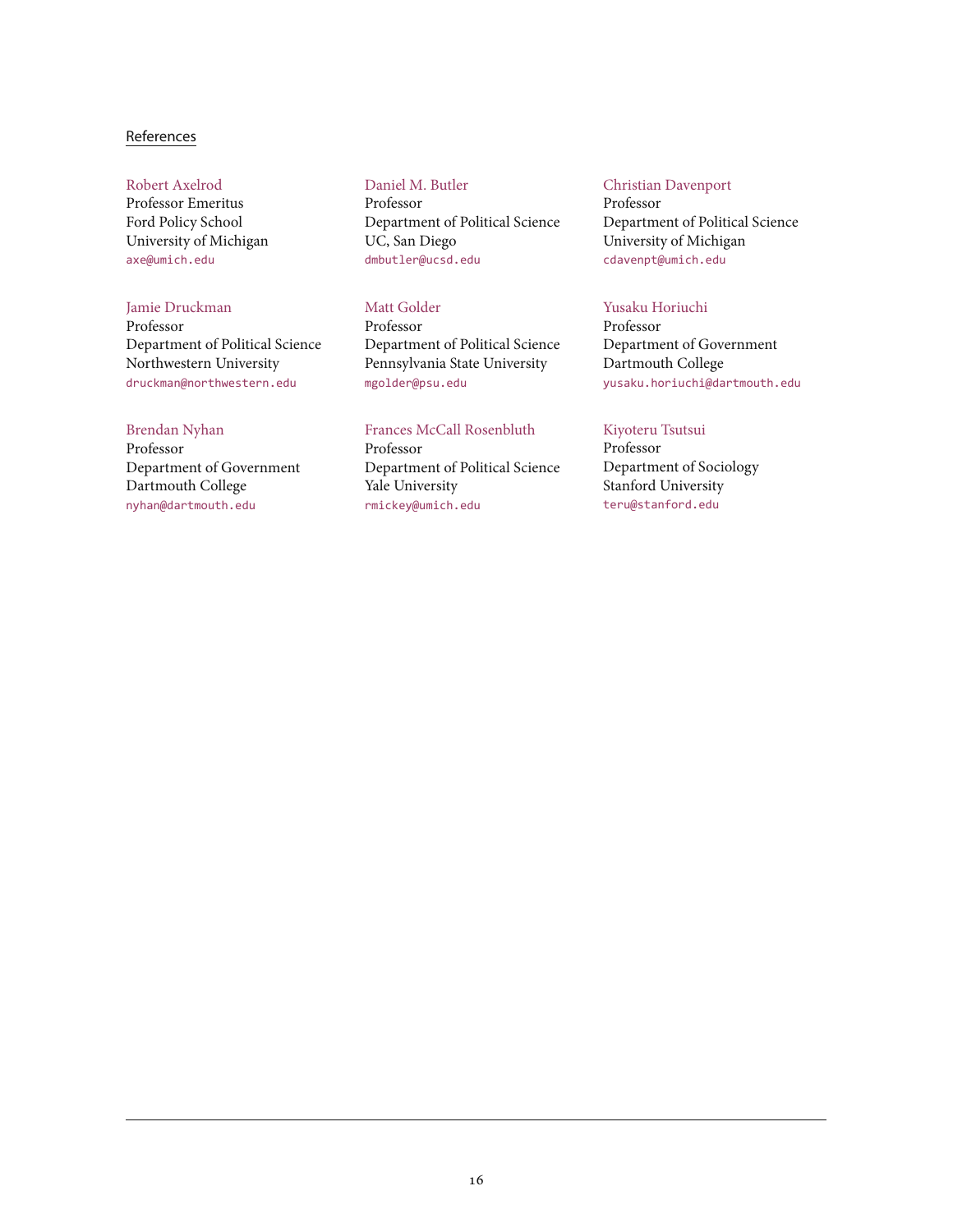## References

Robert Axelrod
Professor Emeritus
Ford Policy School
University of Michigan
axe@umich.edu

Daniel M. Butler
Professor
Department of Political Science
UC, San Diego
dmbutler@ucsd.edu

Christian Davenport
Professor
Department of Political Science
University of Michigan
cdavenpt@umich.edu

Jamie Druckman
Professor
Department of Political Science
Northwestern University
druckman@northwestern.edu

Matt Golder
Professor
Department of Political Science
Pennsylvania State University
mgolder@psu.edu

Yusaku Horiuchi
Professor
Department of Government
Dartmouth College
yusaku.horiuchi@dartmouth.edu

Brendan Nyhan
Professor
Department of Government
Dartmouth College
nyhan@dartmouth.edu

Frances McCall Rosenbluth
Professor
Department of Political Science
Yale University
rmickey@umich.edu

Kiyoteru Tsutsui
Professor
Department of Sociology
Stanford University
teru@stanford.edu